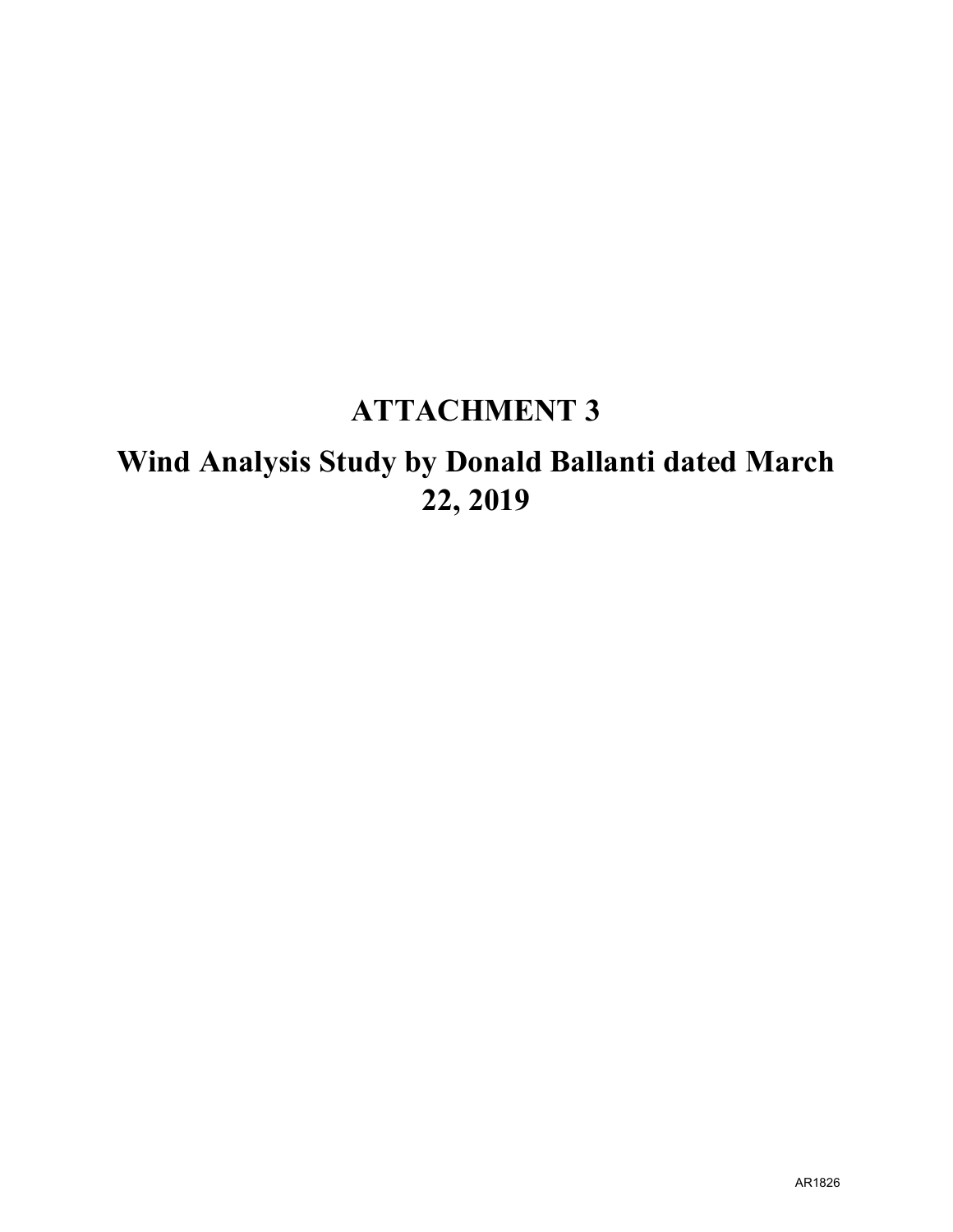# ATTACHMENT 3

# Wind Analysis Study by Donald Ballanti dated March 22, 2019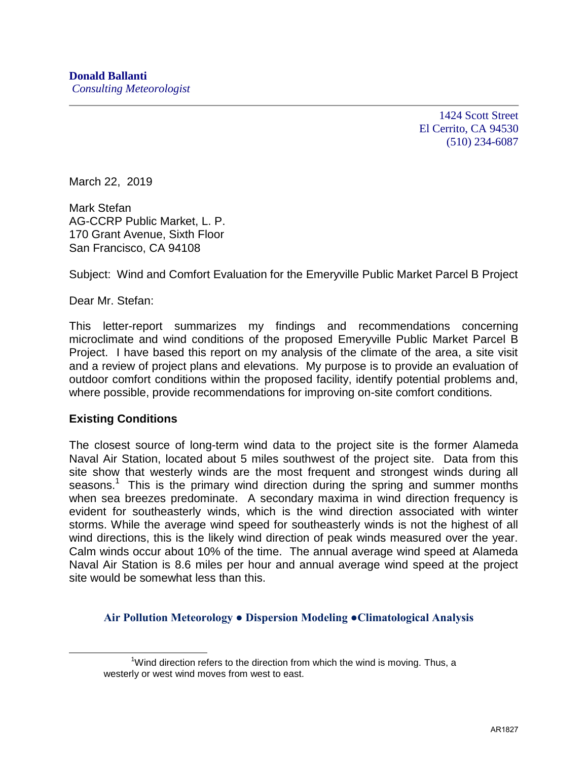**Donald Ballanti**
*Consulting Meteorologist*

1424 Scott Street
El Cerrito, CA 94530
(510) 234-6087

March 22, 2019

Mark Stefan
AG-CCRP Public Market, L. P.
170 Grant Avenue, Sixth Floor
San Francisco, CA 94108

Subject: Wind and Comfort Evaluation for the Emeryville Public Market Parcel B Project

Dear Mr. Stefan:

This letter-report summarizes my findings and recommendations concerning microclimate and wind conditions of the proposed Emeryville Public Market Parcel B Project. I have based this report on my analysis of the climate of the area, a site visit and a review of project plans and elevations. My purpose is to provide an evaluation of outdoor comfort conditions within the proposed facility, identify potential problems and, where possible, provide recommendations for improving on-site comfort conditions.

### Existing Conditions

The closest source of long-term wind data to the project site is the former Alameda Naval Air Station, located about 5 miles southwest of the project site. Data from this site show that westerly winds are the most frequent and strongest winds during all seasons.[1] This is the primary wind direction during the spring and summer months when sea breezes predominate. A secondary maxima in wind direction frequency is evident for southeasterly winds, which is the wind direction associated with winter storms. While the average wind speed for southeasterly winds is not the highest of all wind directions, this is the likely wind direction of peak winds measured over the year. Calm winds occur about 10% of the time. The annual average wind speed at Alameda Naval Air Station is 8.6 miles per hour and annual average wind speed at the project site would be somewhat less than this.

**Air Pollution Meteorology ● Dispersion Modeling ●Climatological Analysis**

[1] Wind direction refers to the direction from which the wind is moving. Thus, a westerly or west wind moves from west to east.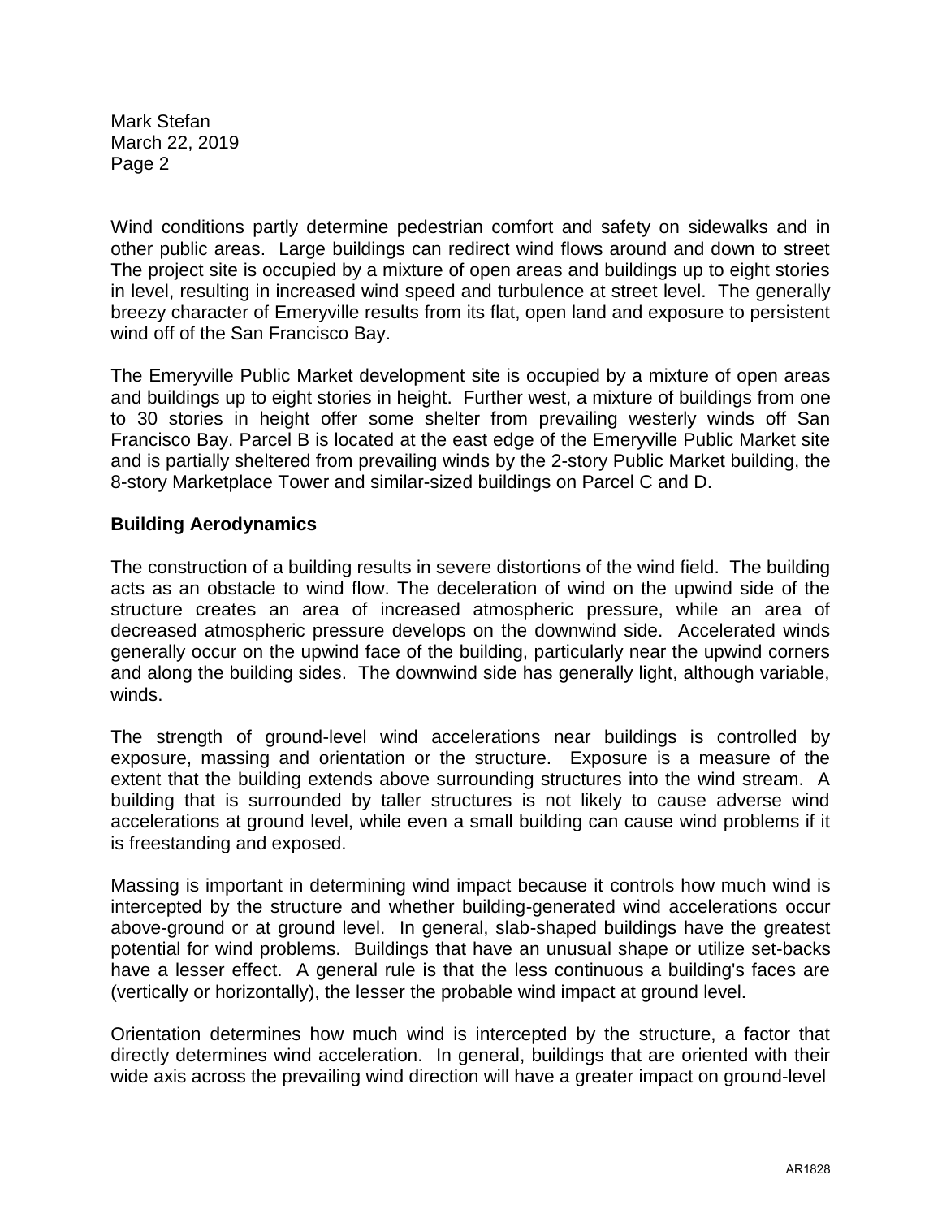Wind conditions partly determine pedestrian comfort and safety on sidewalks and in other public areas. Large buildings can redirect wind flows around and down to street The project site is occupied by a mixture of open areas and buildings up to eight stories in level, resulting in increased wind speed and turbulence at street level. The generally breezy character of Emeryville results from its flat, open land and exposure to persistent wind off of the San Francisco Bay.

The Emeryville Public Market development site is occupied by a mixture of open areas and buildings up to eight stories in height. Further west, a mixture of buildings from one to 30 stories in height offer some shelter from prevailing westerly winds off San Francisco Bay. Parcel B is located at the east edge of the Emeryville Public Market site and is partially sheltered from prevailing winds by the 2-story Public Market building, the 8-story Marketplace Tower and similar-sized buildings on Parcel C and D.

**Building Aerodynamics**

The construction of a building results in severe distortions of the wind field. The building acts as an obstacle to wind flow. The deceleration of wind on the upwind side of the structure creates an area of increased atmospheric pressure, while an area of decreased atmospheric pressure develops on the downwind side. Accelerated winds generally occur on the upwind face of the building, particularly near the upwind corners and along the building sides. The downwind side has generally light, although variable, winds.

The strength of ground-level wind accelerations near buildings is controlled by exposure, massing and orientation or the structure. Exposure is a measure of the extent that the building extends above surrounding structures into the wind stream. A building that is surrounded by taller structures is not likely to cause adverse wind accelerations at ground level, while even a small building can cause wind problems if it is freestanding and exposed.

Massing is important in determining wind impact because it controls how much wind is intercepted by the structure and whether building-generated wind accelerations occur above-ground or at ground level. In general, slab-shaped buildings have the greatest potential for wind problems. Buildings that have an unusual shape or utilize set-backs have a lesser effect. A general rule is that the less continuous a building's faces are (vertically or horizontally), the lesser the probable wind impact at ground level.

Orientation determines how much wind is intercepted by the structure, a factor that directly determines wind acceleration. In general, buildings that are oriented with their wide axis across the prevailing wind direction will have a greater impact on ground-level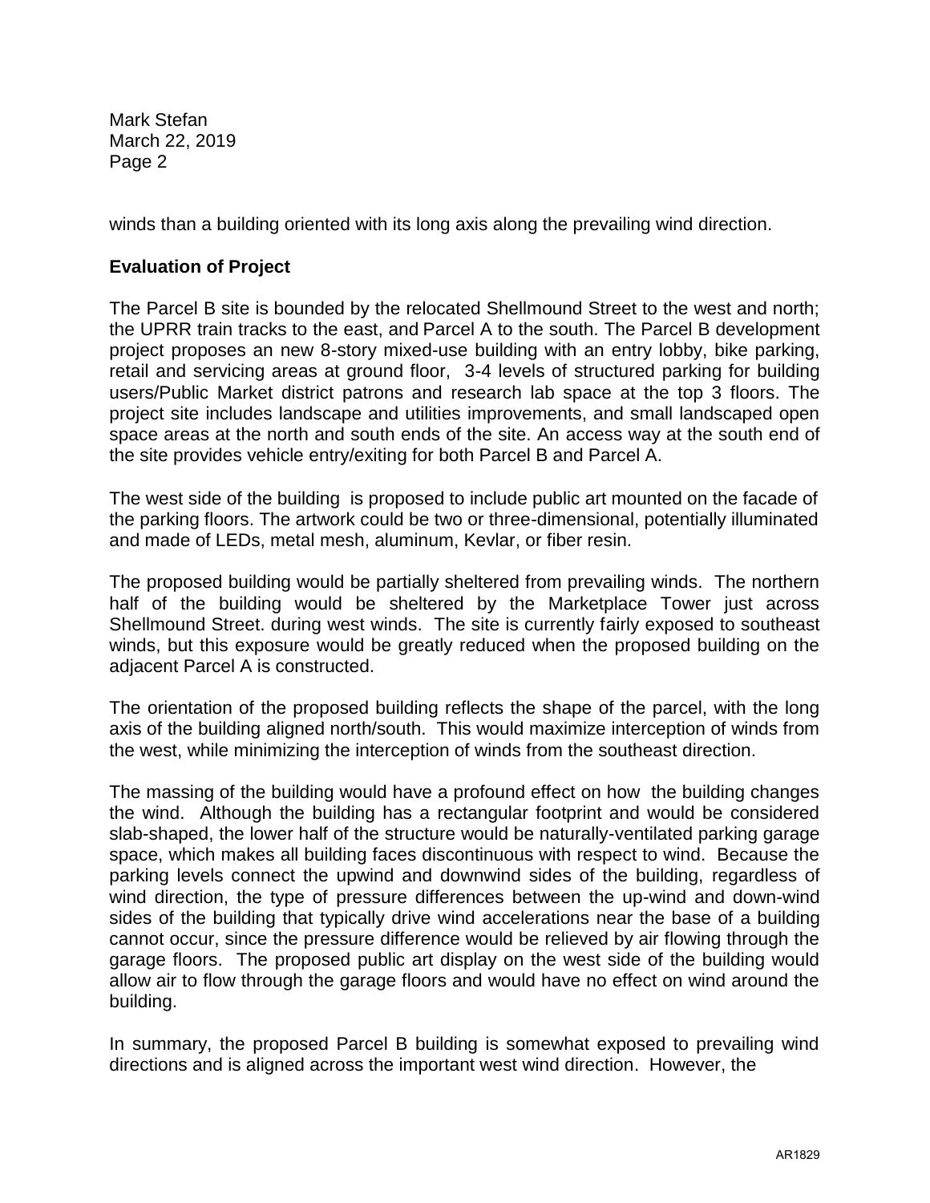winds than a building oriented with its long axis along the prevailing wind direction.

**Evaluation of Project**

The Parcel B site is bounded by the relocated Shellmound Street to the west and north; the UPRR train tracks to the east, and Parcel A to the south. The Parcel B development project proposes an new 8-story mixed-use building with an entry lobby, bike parking, retail and servicing areas at ground floor, 3-4 levels of structured parking for building users/Public Market district patrons and research lab space at the top 3 floors. The project site includes landscape and utilities improvements, and small landscaped open space areas at the north and south ends of the site. An access way at the south end of the site provides vehicle entry/exiting for both Parcel B and Parcel A.

The west side of the building is proposed to include public art mounted on the facade of the parking floors. The artwork could be two or three-dimensional, potentially illuminated and made of LEDs, metal mesh, aluminum, Kevlar, or fiber resin.

The proposed building would be partially sheltered from prevailing winds. The northern half of the building would be sheltered by the Marketplace Tower just across Shellmound Street. during west winds. The site is currently fairly exposed to southeast winds, but this exposure would be greatly reduced when the proposed building on the adjacent Parcel A is constructed.

The orientation of the proposed building reflects the shape of the parcel, with the long axis of the building aligned north/south. This would maximize interception of winds from the west, while minimizing the interception of winds from the southeast direction.

The massing of the building would have a profound effect on how the building changes the wind. Although the building has a rectangular footprint and would be considered slab-shaped, the lower half of the structure would be naturally-ventilated parking garage space, which makes all building faces discontinuous with respect to wind. Because the parking levels connect the upwind and downwind sides of the building, regardless of wind direction, the type of pressure differences between the up-wind and down-wind sides of the building that typically drive wind accelerations near the base of a building cannot occur, since the pressure difference would be relieved by air flowing through the garage floors. The proposed public art display on the west side of the building would allow air to flow through the garage floors and would have no effect on wind around the building.

In summary, the proposed Parcel B building is somewhat exposed to prevailing wind directions and is aligned across the important west wind direction. However, the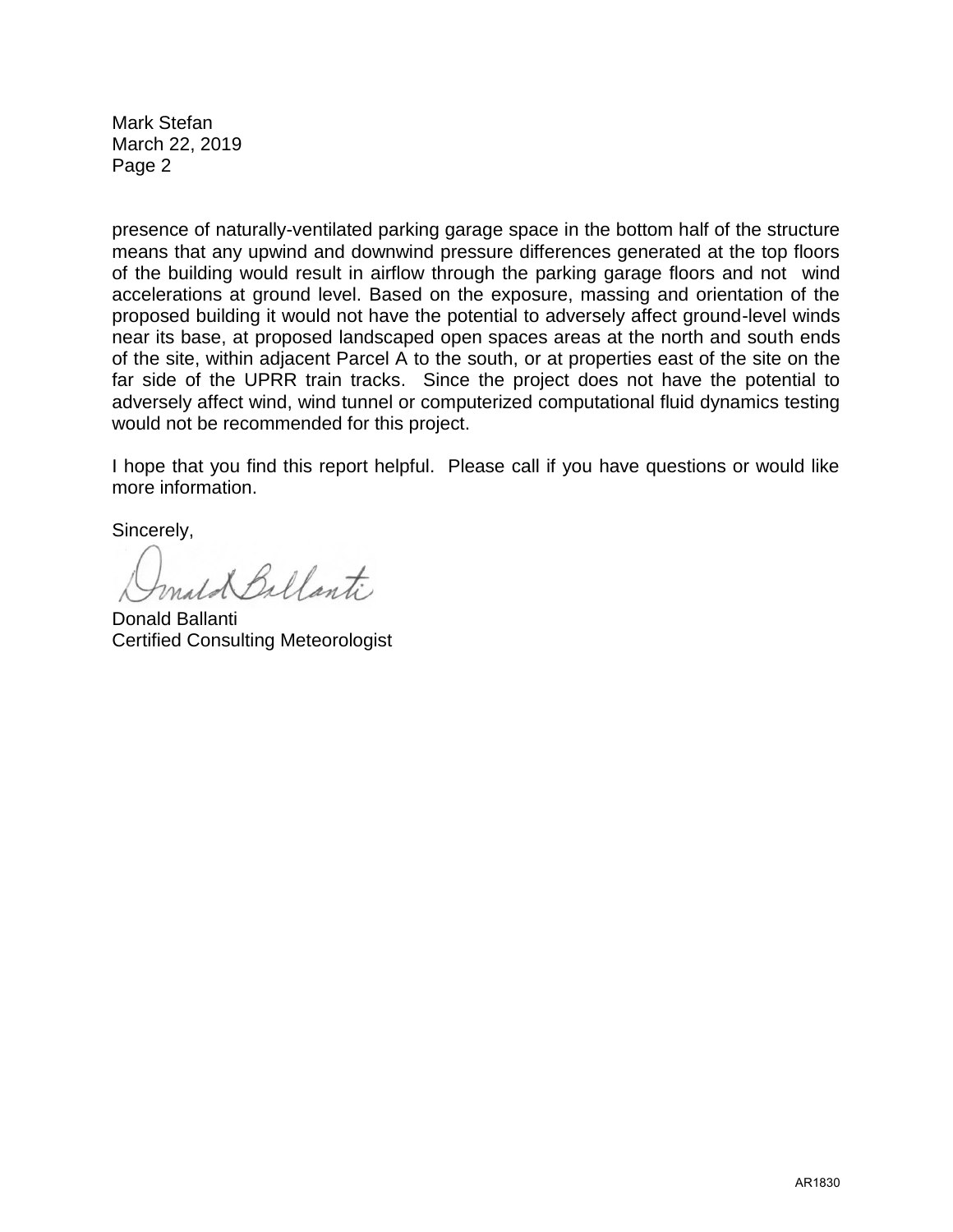presence of naturally-ventilated parking garage space in the bottom half of the structure means that any upwind and downwind pressure differences generated at the top floors of the building would result in airflow through the parking garage floors and not wind accelerations at ground level. Based on the exposure, massing and orientation of the proposed building it would not have the potential to adversely affect ground-level winds near its base, at proposed landscaped open spaces areas at the north and south ends of the site, within adjacent Parcel A to the south, or at properties east of the site on the far side of the UPRR train tracks. Since the project does not have the potential to adversely affect wind, wind tunnel or computerized computational fluid dynamics testing would not be recommended for this project.

I hope that you find this report helpful. Please call if you have questions or would like more information.

Sincerely,

Donald Ballanti

Donald Ballanti
Certified Consulting Meteorologist